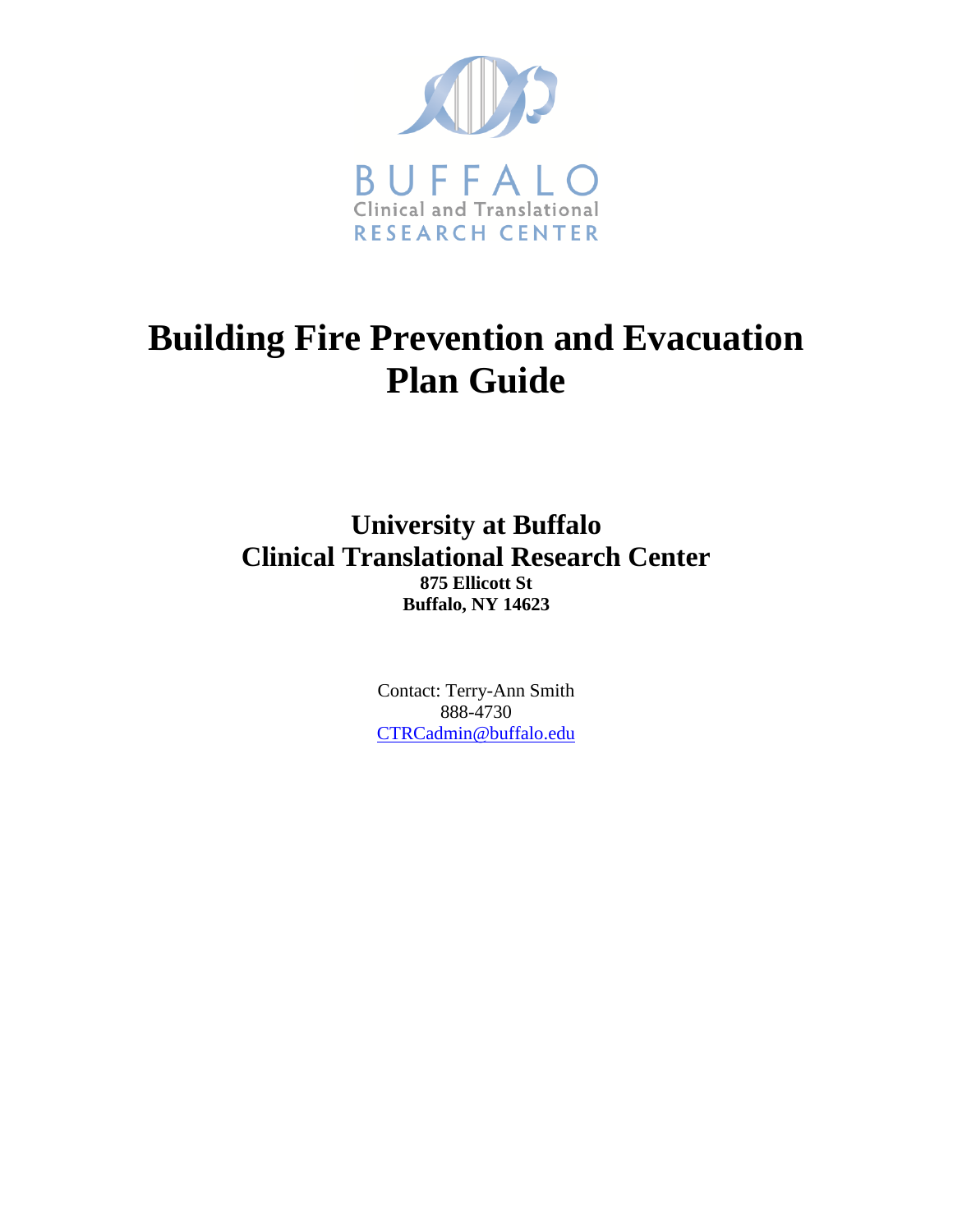BUFFALO
Clinical and Translational
RESEARCH CENTER

# Building Fire Prevention and Evacuation Plan Guide

## University at Buffalo
## Clinical Translational Research Center

**875 Ellicott St**
**Buffalo, NY 14623**

Contact: Terry-Ann Smith
888-4730
CTRCadmin@buffalo.edu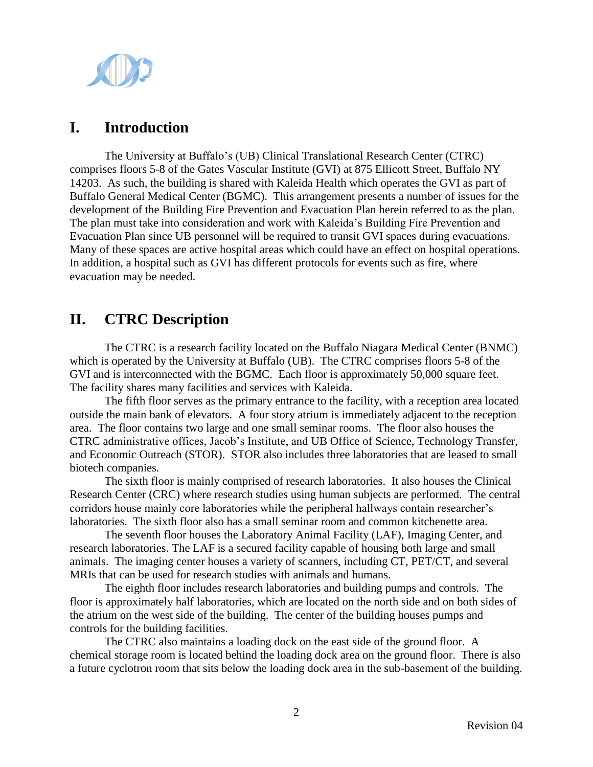## I. Introduction

The University at Buffalo's (UB) Clinical Translational Research Center (CTRC) comprises floors 5-8 of the Gates Vascular Institute (GVI) at 875 Ellicott Street, Buffalo NY 14203. As such, the building is shared with Kaleida Health which operates the GVI as part of Buffalo General Medical Center (BGMC). This arrangement presents a number of issues for the development of the Building Fire Prevention and Evacuation Plan herein referred to as the plan. The plan must take into consideration and work with Kaleida's Building Fire Prevention and Evacuation Plan since UB personnel will be required to transit GVI spaces during evacuations. Many of these spaces are active hospital areas which could have an effect on hospital operations. In addition, a hospital such as GVI has different protocols for events such as fire, where evacuation may be needed.

## II. CTRC Description

The CTRC is a research facility located on the Buffalo Niagara Medical Center (BNMC) which is operated by the University at Buffalo (UB). The CTRC comprises floors 5-8 of the GVI and is interconnected with the BGMC. Each floor is approximately 50,000 square feet. The facility shares many facilities and services with Kaleida.

The fifth floor serves as the primary entrance to the facility, with a reception area located outside the main bank of elevators. A four story atrium is immediately adjacent to the reception area. The floor contains two large and one small seminar rooms. The floor also houses the CTRC administrative offices, Jacob's Institute, and UB Office of Science, Technology Transfer, and Economic Outreach (STOR). STOR also includes three laboratories that are leased to small biotech companies.

The sixth floor is mainly comprised of research laboratories. It also houses the Clinical Research Center (CRC) where research studies using human subjects are performed. The central corridors house mainly core laboratories while the peripheral hallways contain researcher's laboratories. The sixth floor also has a small seminar room and common kitchenette area.

The seventh floor houses the Laboratory Animal Facility (LAF), Imaging Center, and research laboratories. The LAF is a secured facility capable of housing both large and small animals. The imaging center houses a variety of scanners, including CT, PET/CT, and several MRIs that can be used for research studies with animals and humans.

The eighth floor includes research laboratories and building pumps and controls. The floor is approximately half laboratories, which are located on the north side and on both sides of the atrium on the west side of the building. The center of the building houses pumps and controls for the building facilities.

The CTRC also maintains a loading dock on the east side of the ground floor. A chemical storage room is located behind the loading dock area on the ground floor. There is also a future cyclotron room that sits below the loading dock area in the sub-basement of the building.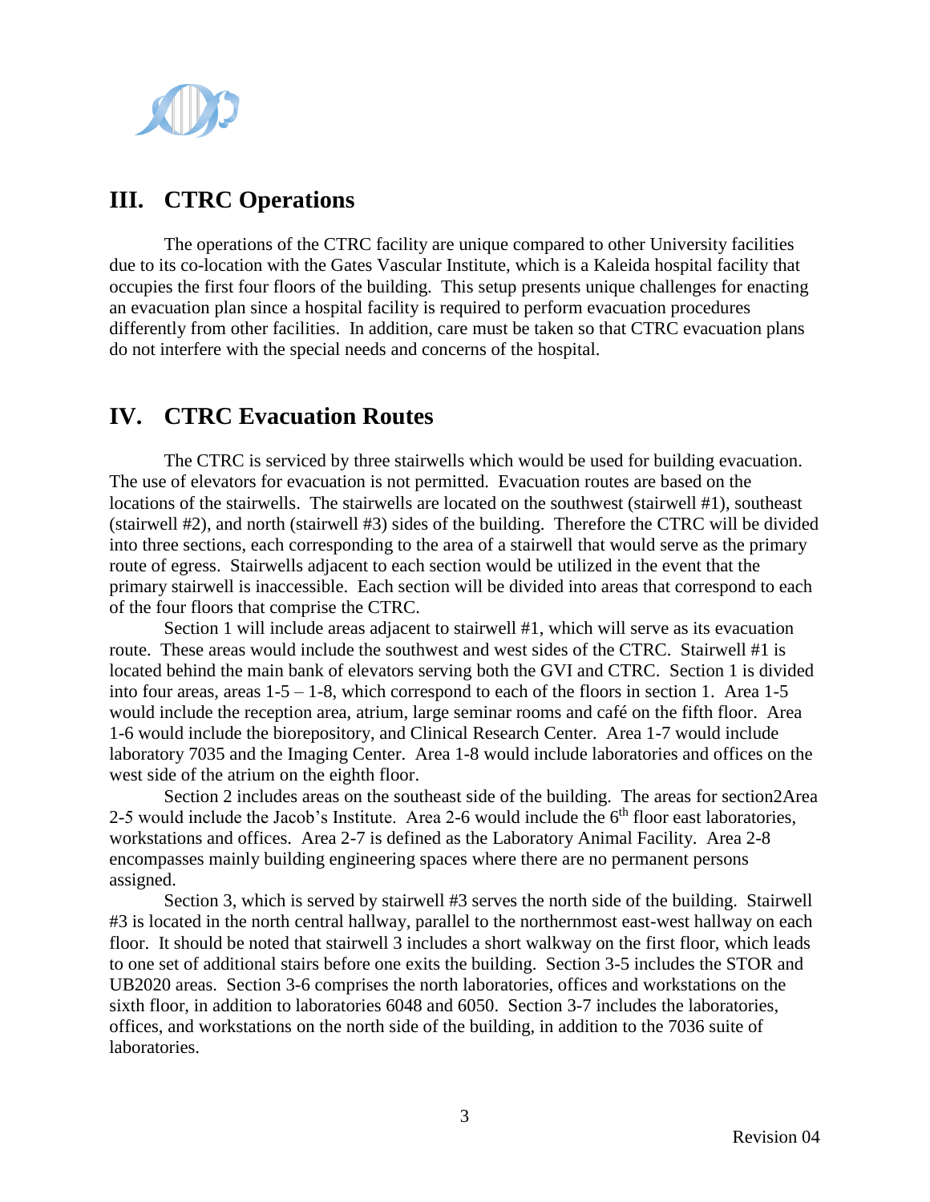## III. CTRC Operations

The operations of the CTRC facility are unique compared to other University facilities due to its co-location with the Gates Vascular Institute, which is a Kaleida hospital facility that occupies the first four floors of the building. This setup presents unique challenges for enacting an evacuation plan since a hospital facility is required to perform evacuation procedures differently from other facilities. In addition, care must be taken so that CTRC evacuation plans do not interfere with the special needs and concerns of the hospital.

## IV. CTRC Evacuation Routes

The CTRC is serviced by three stairwells which would be used for building evacuation. The use of elevators for evacuation is not permitted. Evacuation routes are based on the locations of the stairwells. The stairwells are located on the southwest (stairwell #1), southeast (stairwell #2), and north (stairwell #3) sides of the building. Therefore the CTRC will be divided into three sections, each corresponding to the area of a stairwell that would serve as the primary route of egress. Stairwells adjacent to each section would be utilized in the event that the primary stairwell is inaccessible. Each section will be divided into areas that correspond to each of the four floors that comprise the CTRC.

Section 1 will include areas adjacent to stairwell #1, which will serve as its evacuation route. These areas would include the southwest and west sides of the CTRC. Stairwell #1 is located behind the main bank of elevators serving both the GVI and CTRC. Section 1 is divided into four areas, areas 1-5 – 1-8, which correspond to each of the floors in section 1. Area 1-5 would include the reception area, atrium, large seminar rooms and café on the fifth floor. Area 1-6 would include the biorepository, and Clinical Research Center. Area 1-7 would include laboratory 7035 and the Imaging Center. Area 1-8 would include laboratories and offices on the west side of the atrium on the eighth floor.

Section 2 includes areas on the southeast side of the building. The areas for section2Area 2-5 would include the Jacob's Institute. Area 2-6 would include the 6th floor east laboratories, workstations and offices. Area 2-7 is defined as the Laboratory Animal Facility. Area 2-8 encompasses mainly building engineering spaces where there are no permanent persons assigned.

Section 3, which is served by stairwell #3 serves the north side of the building. Stairwell #3 is located in the north central hallway, parallel to the northernmost east-west hallway on each floor. It should be noted that stairwell 3 includes a short walkway on the first floor, which leads to one set of additional stairs before one exits the building. Section 3-5 includes the STOR and UB2020 areas. Section 3-6 comprises the north laboratories, offices and workstations on the sixth floor, in addition to laboratories 6048 and 6050. Section 3-7 includes the laboratories, offices, and workstations on the north side of the building, in addition to the 7036 suite of laboratories.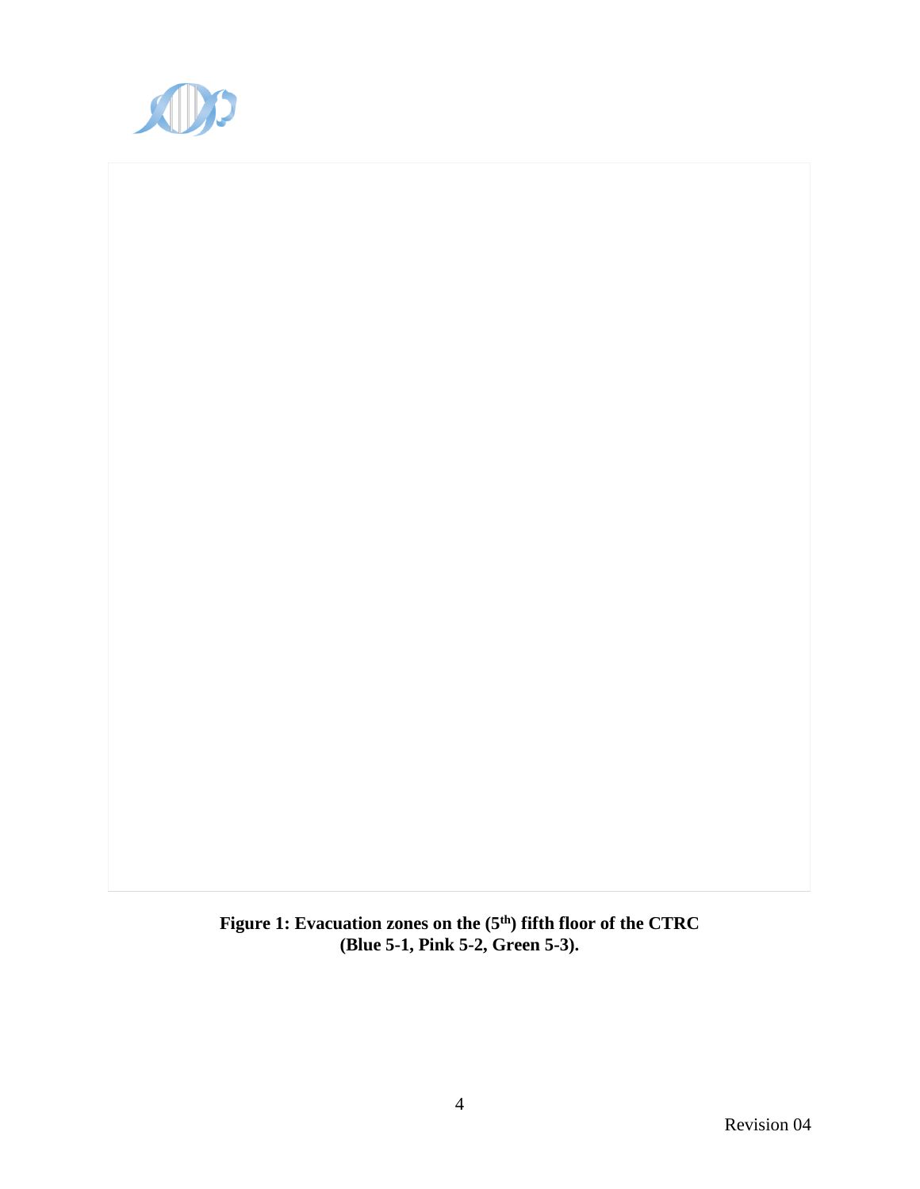**Figure 1: Evacuation zones on the (5th) fifth floor of the CTRC (Blue 5-1, Pink 5-2, Green 5-3).**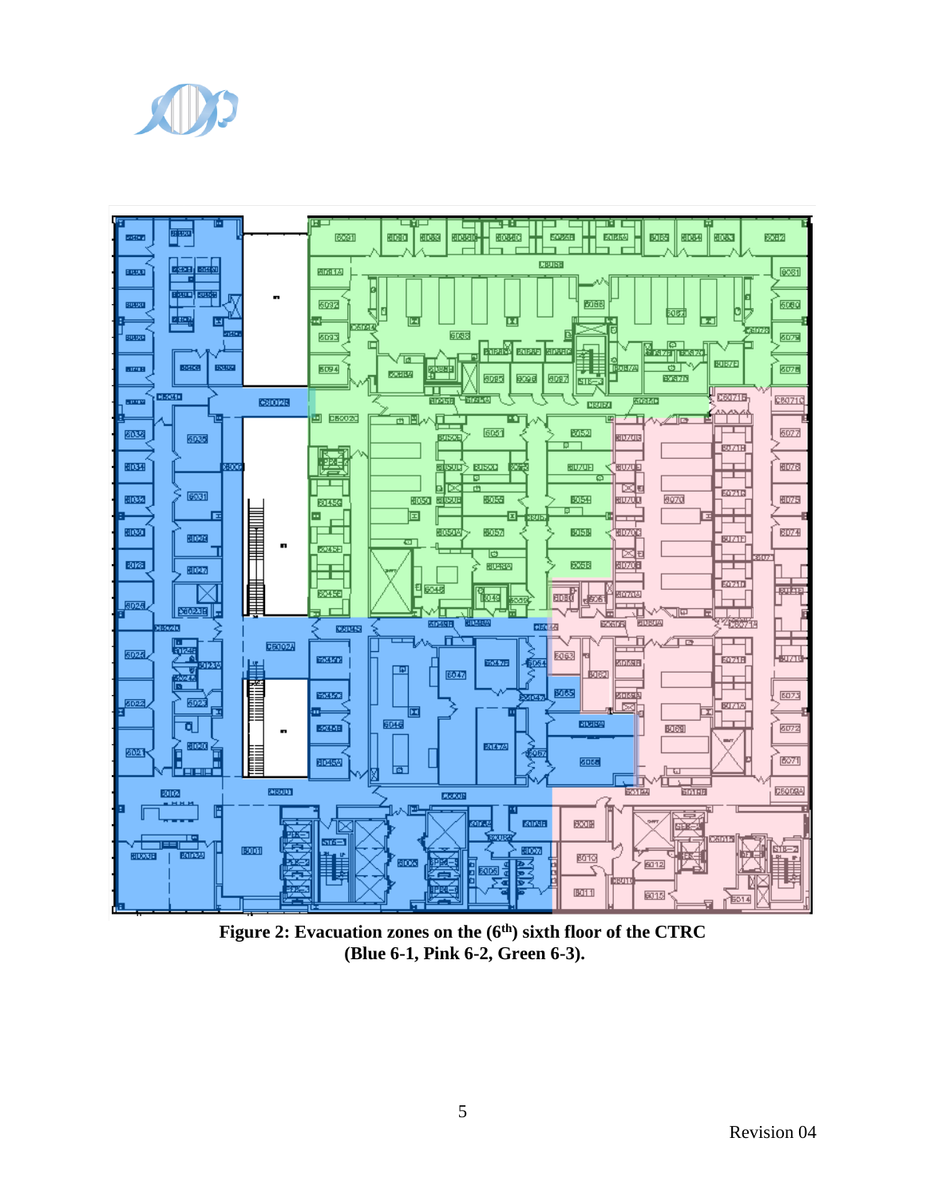Figure 2: Evacuation zones on the (6th) sixth floor of the CTRC (Blue 6-1, Pink 6-2, Green 6-3).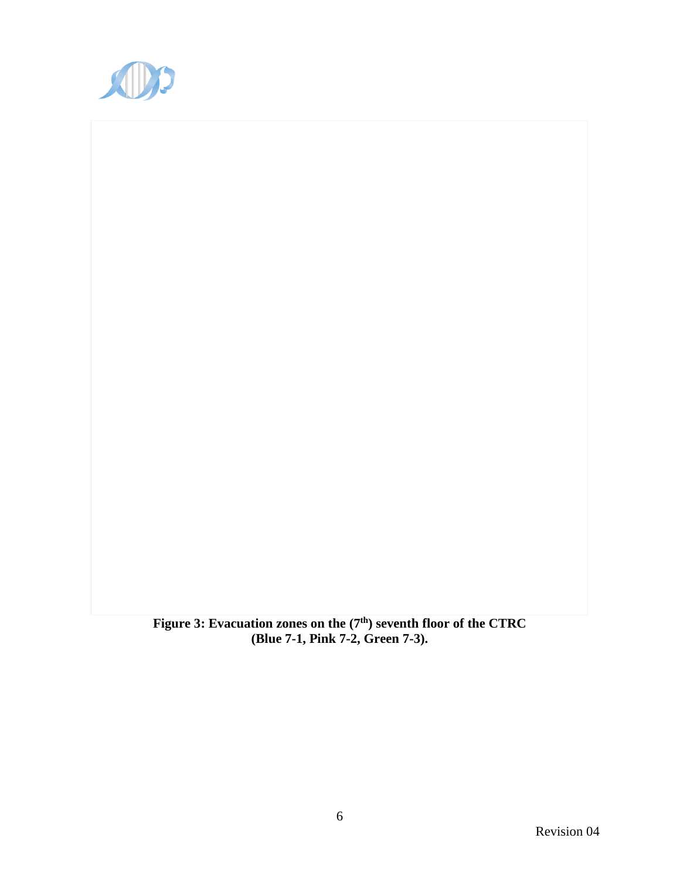**Figure 3: Evacuation zones on the (7th) seventh floor of the CTRC (Blue 7-1, Pink 7-2, Green 7-3).**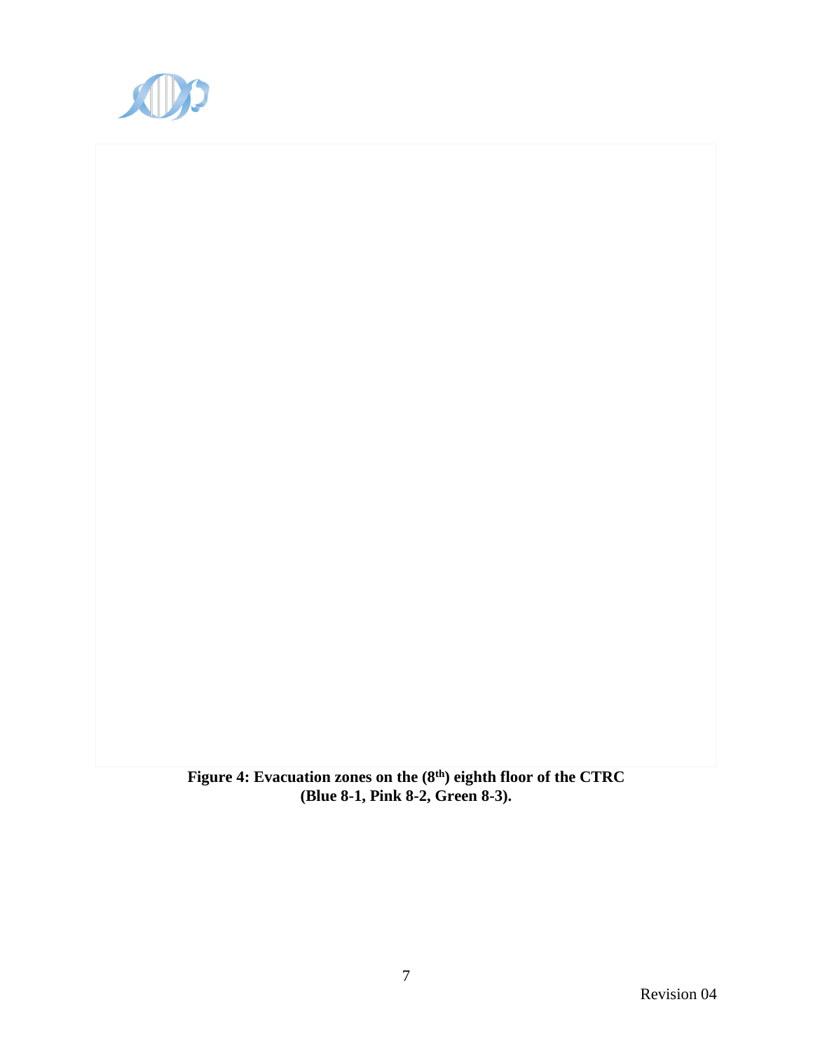**Figure 4: Evacuation zones on the (8th) eighth floor of the CTRC (Blue 8-1, Pink 8-2, Green 8-3).**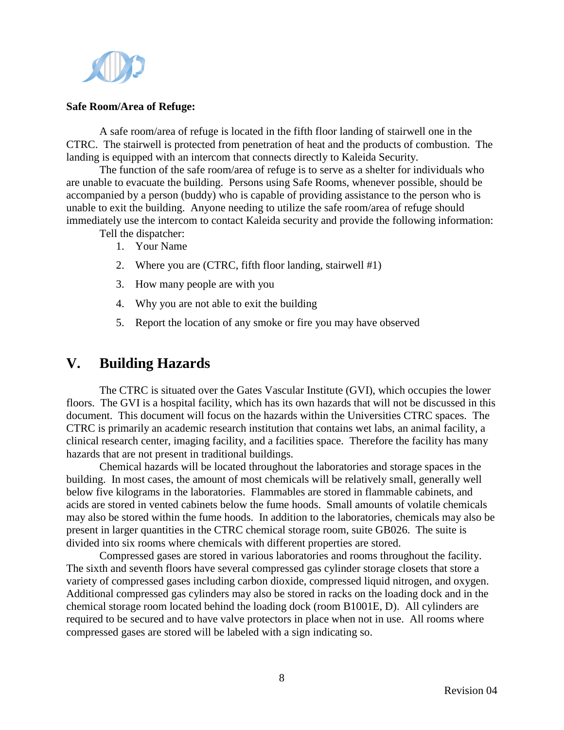**Safe Room/Area of Refuge:**

A safe room/area of refuge is located in the fifth floor landing of stairwell one in the CTRC. The stairwell is protected from penetration of heat and the products of combustion. The landing is equipped with an intercom that connects directly to Kaleida Security.

The function of the safe room/area of refuge is to serve as a shelter for individuals who are unable to evacuate the building. Persons using Safe Rooms, whenever possible, should be accompanied by a person (buddy) who is capable of providing assistance to the person who is unable to exit the building. Anyone needing to utilize the safe room/area of refuge should immediately use the intercom to contact Kaleida security and provide the following information:

Tell the dispatcher:

1. Your Name
2. Where you are (CTRC, fifth floor landing, stairwell #1)
3. How many people are with you
4. Why you are not able to exit the building
5. Report the location of any smoke or fire you may have observed

## V. Building Hazards

The CTRC is situated over the Gates Vascular Institute (GVI), which occupies the lower floors. The GVI is a hospital facility, which has its own hazards that will not be discussed in this document. This document will focus on the hazards within the Universities CTRC spaces. The CTRC is primarily an academic research institution that contains wet labs, an animal facility, a clinical research center, imaging facility, and a facilities space. Therefore the facility has many hazards that are not present in traditional buildings.

Chemical hazards will be located throughout the laboratories and storage spaces in the building. In most cases, the amount of most chemicals will be relatively small, generally well below five kilograms in the laboratories. Flammables are stored in flammable cabinets, and acids are stored in vented cabinets below the fume hoods. Small amounts of volatile chemicals may also be stored within the fume hoods. In addition to the laboratories, chemicals may also be present in larger quantities in the CTRC chemical storage room, suite GB026. The suite is divided into six rooms where chemicals with different properties are stored.

Compressed gases are stored in various laboratories and rooms throughout the facility. The sixth and seventh floors have several compressed gas cylinder storage closets that store a variety of compressed gases including carbon dioxide, compressed liquid nitrogen, and oxygen. Additional compressed gas cylinders may also be stored in racks on the loading dock and in the chemical storage room located behind the loading dock (room B1001E, D). All cylinders are required to be secured and to have valve protectors in place when not in use. All rooms where compressed gases are stored will be labeled with a sign indicating so.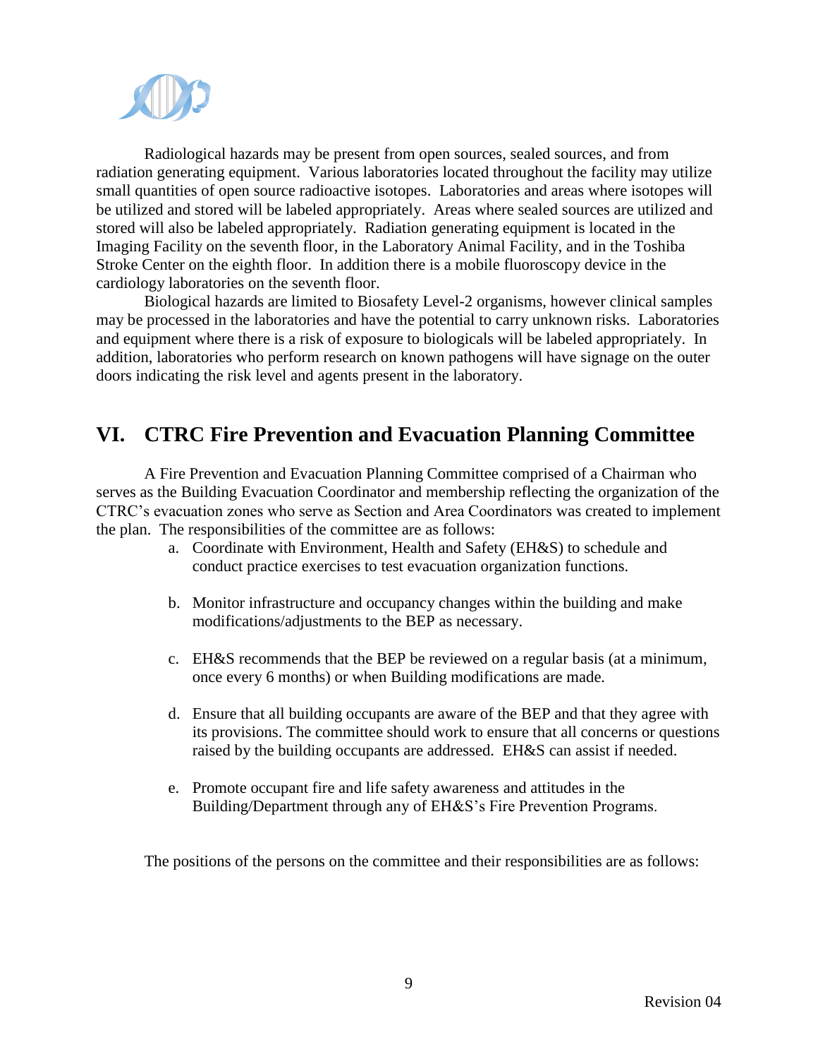Radiological hazards may be present from open sources, sealed sources, and from radiation generating equipment. Various laboratories located throughout the facility may utilize small quantities of open source radioactive isotopes. Laboratories and areas where isotopes will be utilized and stored will be labeled appropriately. Areas where sealed sources are utilized and stored will also be labeled appropriately. Radiation generating equipment is located in the Imaging Facility on the seventh floor, in the Laboratory Animal Facility, and in the Toshiba Stroke Center on the eighth floor. In addition there is a mobile fluoroscopy device in the cardiology laboratories on the seventh floor.

Biological hazards are limited to Biosafety Level-2 organisms, however clinical samples may be processed in the laboratories and have the potential to carry unknown risks. Laboratories and equipment where there is a risk of exposure to biologicals will be labeled appropriately. In addition, laboratories who perform research on known pathogens will have signage on the outer doors indicating the risk level and agents present in the laboratory.

## VI. CTRC Fire Prevention and Evacuation Planning Committee

A Fire Prevention and Evacuation Planning Committee comprised of a Chairman who serves as the Building Evacuation Coordinator and membership reflecting the organization of the CTRC's evacuation zones who serve as Section and Area Coordinators was created to implement the plan. The responsibilities of the committee are as follows:

a. Coordinate with Environment, Health and Safety (EH&S) to schedule and conduct practice exercises to test evacuation organization functions.

b. Monitor infrastructure and occupancy changes within the building and make modifications/adjustments to the BEP as necessary.

c. EH&S recommends that the BEP be reviewed on a regular basis (at a minimum, once every 6 months) or when Building modifications are made.

d. Ensure that all building occupants are aware of the BEP and that they agree with its provisions. The committee should work to ensure that all concerns or questions raised by the building occupants are addressed. EH&S can assist if needed.

e. Promote occupant fire and life safety awareness and attitudes in the Building/Department through any of EH&S's Fire Prevention Programs.

The positions of the persons on the committee and their responsibilities are as follows: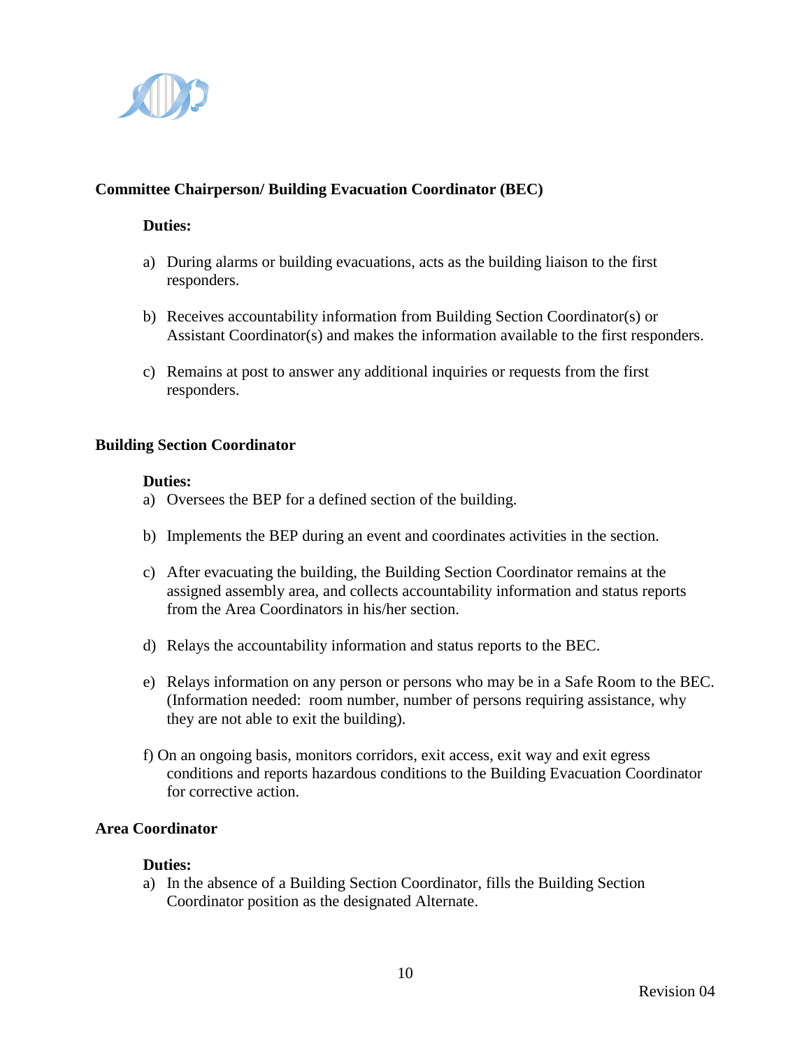**Committee Chairperson/ Building Evacuation Coordinator (BEC)**

**Duties:**

a) During alarms or building evacuations, acts as the building liaison to the first responders.

b) Receives accountability information from Building Section Coordinator(s) or Assistant Coordinator(s) and makes the information available to the first responders.

c) Remains at post to answer any additional inquiries or requests from the first responders.

**Building Section Coordinator**

**Duties:**

a) Oversees the BEP for a defined section of the building.

b) Implements the BEP during an event and coordinates activities in the section.

c) After evacuating the building, the Building Section Coordinator remains at the assigned assembly area, and collects accountability information and status reports from the Area Coordinators in his/her section.

d) Relays the accountability information and status reports to the BEC.

e) Relays information on any person or persons who may be in a Safe Room to the BEC. (Information needed: room number, number of persons requiring assistance, why they are not able to exit the building).

f) On an ongoing basis, monitors corridors, exit access, exit way and exit egress conditions and reports hazardous conditions to the Building Evacuation Coordinator for corrective action.

**Area Coordinator**

**Duties:**

a) In the absence of a Building Section Coordinator, fills the Building Section Coordinator position as the designated Alternate.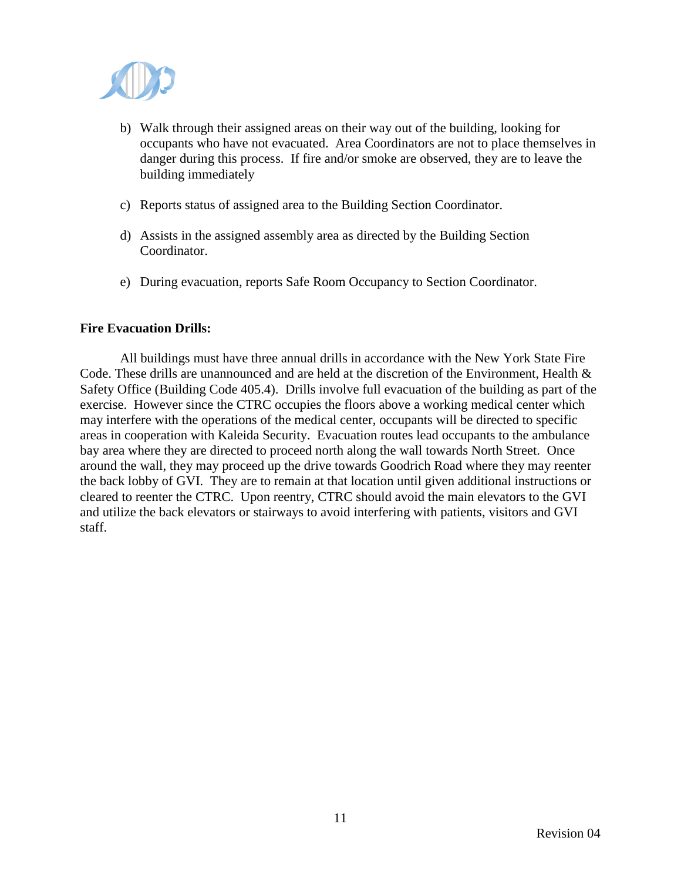b) Walk through their assigned areas on their way out of the building, looking for occupants who have not evacuated. Area Coordinators are not to place themselves in danger during this process. If fire and/or smoke are observed, they are to leave the building immediately

c) Reports status of assigned area to the Building Section Coordinator.

d) Assists in the assigned assembly area as directed by the Building Section Coordinator.

e) During evacuation, reports Safe Room Occupancy to Section Coordinator.

**Fire Evacuation Drills:**

All buildings must have three annual drills in accordance with the New York State Fire Code. These drills are unannounced and are held at the discretion of the Environment, Health & Safety Office (Building Code 405.4). Drills involve full evacuation of the building as part of the exercise. However since the CTRC occupies the floors above a working medical center which may interfere with the operations of the medical center, occupants will be directed to specific areas in cooperation with Kaleida Security. Evacuation routes lead occupants to the ambulance bay area where they are directed to proceed north along the wall towards North Street. Once around the wall, they may proceed up the drive towards Goodrich Road where they may reenter the back lobby of GVI. They are to remain at that location until given additional instructions or cleared to reenter the CTRC. Upon reentry, CTRC should avoid the main elevators to the GVI and utilize the back elevators or stairways to avoid interfering with patients, visitors and GVI staff.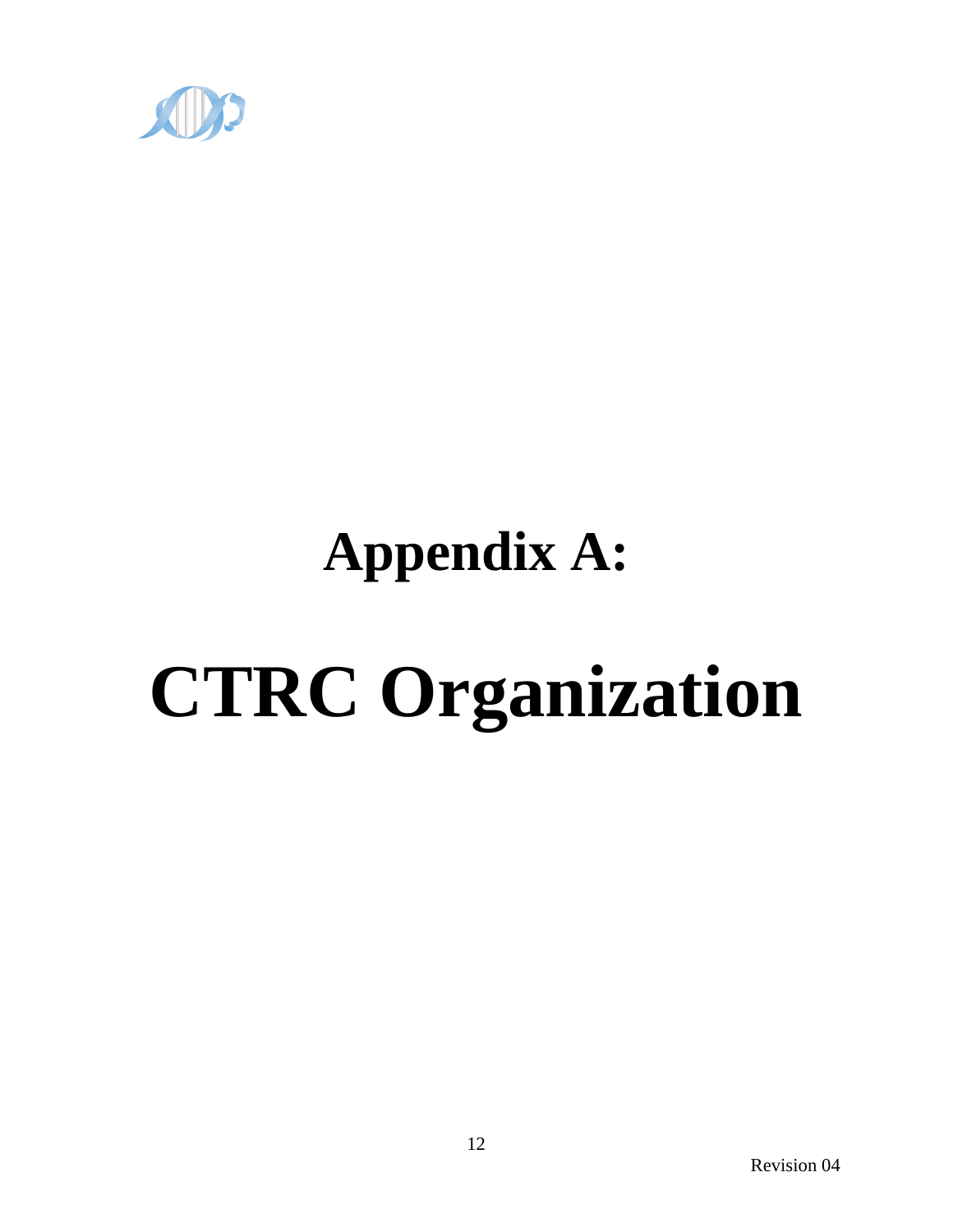# Appendix A:

# CTRC Organization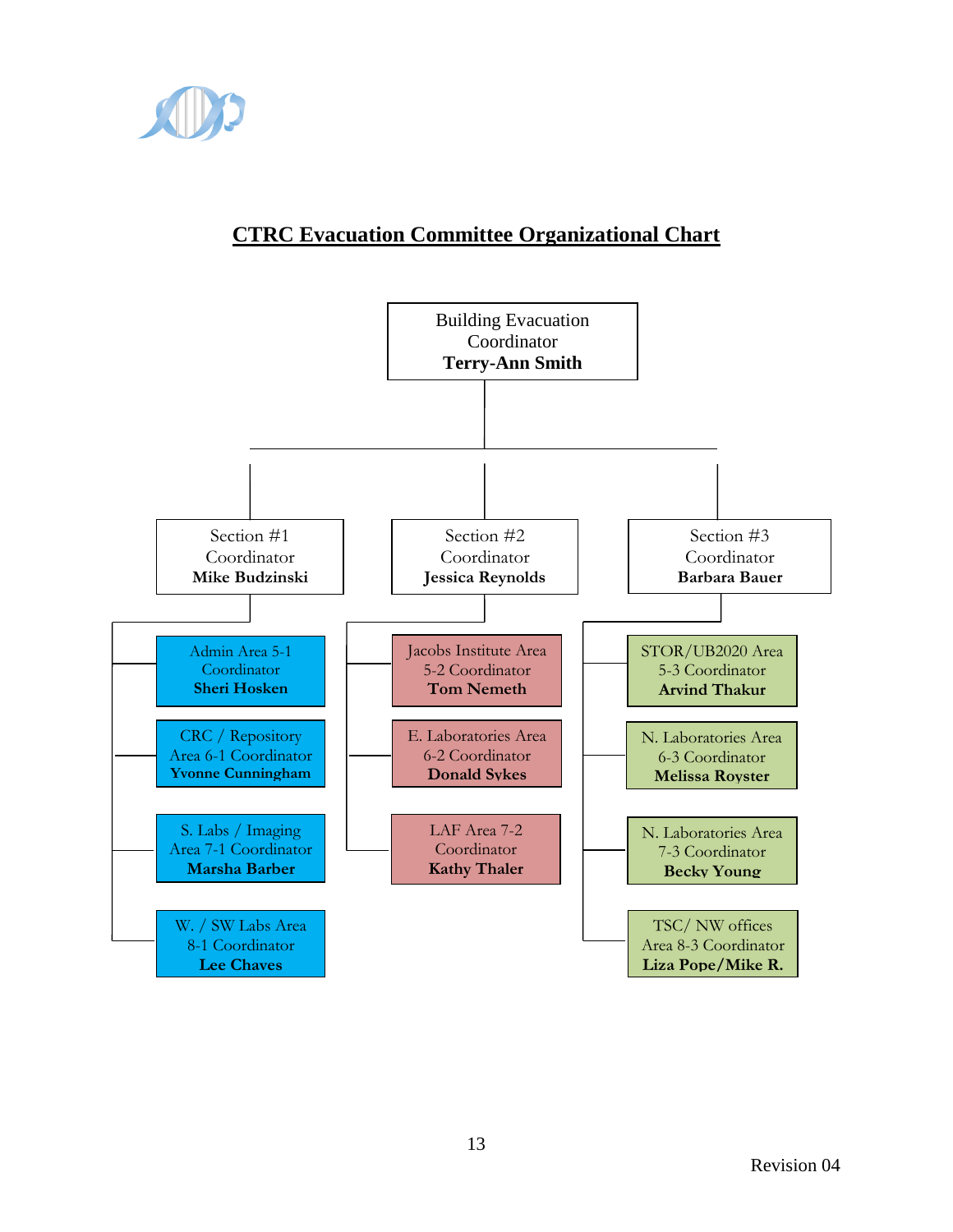# CTRC Evacuation Committee Organizational Chart

**Building Evacuation Coordinator**
**Terry-Ann Smith**

- **Section #1 Coordinator — Mike Budzinski**
  - Admin Area 5-1 Coordinator — **Sheri Hosken**
  - CRC / Repository Area 6-1 Coordinator — **Yvonne Cunningham**
  - S. Labs / Imaging Area 7-1 Coordinator — **Marsha Barber**
  - W. / SW Labs Area 8-1 Coordinator — **Lee Chaves**
- **Section #2 Coordinator — Jessica Reynolds**
  - Jacobs Institute Area 5-2 Coordinator — **Tom Nemeth**
  - E. Laboratories Area 6-2 Coordinator — **Donald Sykes**
  - LAF Area 7-2 Coordinator — **Kathy Thaler**
- **Section #3 Coordinator — Barbara Bauer**
  - STOR/UB2020 Area 5-3 Coordinator — **Arvind Thakur**
  - N. Laboratories Area 6-3 Coordinator — **Melissa Royster**
  - N. Laboratories Area 7-3 Coordinator — **Becky Young**
  - TSC/ NW offices Area 8-3 Coordinator — **Liza Pope/Mike R.**

Revision 04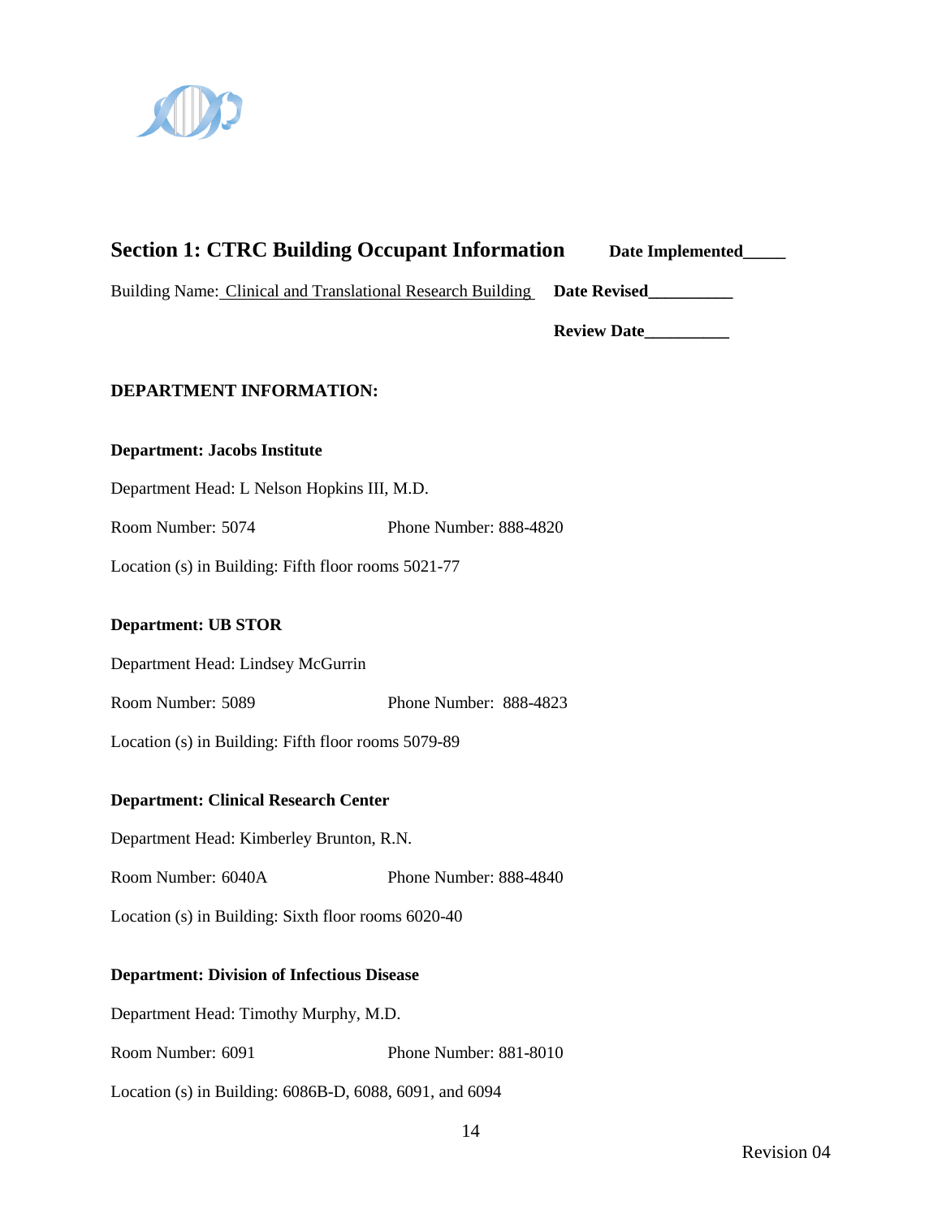## Section 1: CTRC Building Occupant Information

**Date Implemented_____**

Building Name: Clinical and Translational Research Building **Date Revised__________**

**Review Date__________**

**DEPARTMENT INFORMATION:**

**Department: Jacobs Institute**

Department Head: L Nelson Hopkins III, M.D.

Room Number: 5074 Phone Number: 888-4820

Location (s) in Building: Fifth floor rooms 5021-77

**Department: UB STOR**

Department Head: Lindsey McGurrin

Room Number: 5089 Phone Number: 888-4823

Location (s) in Building: Fifth floor rooms 5079-89

**Department: Clinical Research Center**

Department Head: Kimberley Brunton, R.N.

Room Number: 6040A Phone Number: 888-4840

Location (s) in Building: Sixth floor rooms 6020-40

**Department: Division of Infectious Disease**

Department Head: Timothy Murphy, M.D.

Room Number: 6091 Phone Number: 881-8010

Location (s) in Building: 6086B-D, 6088, 6091, and 6094

Revision 04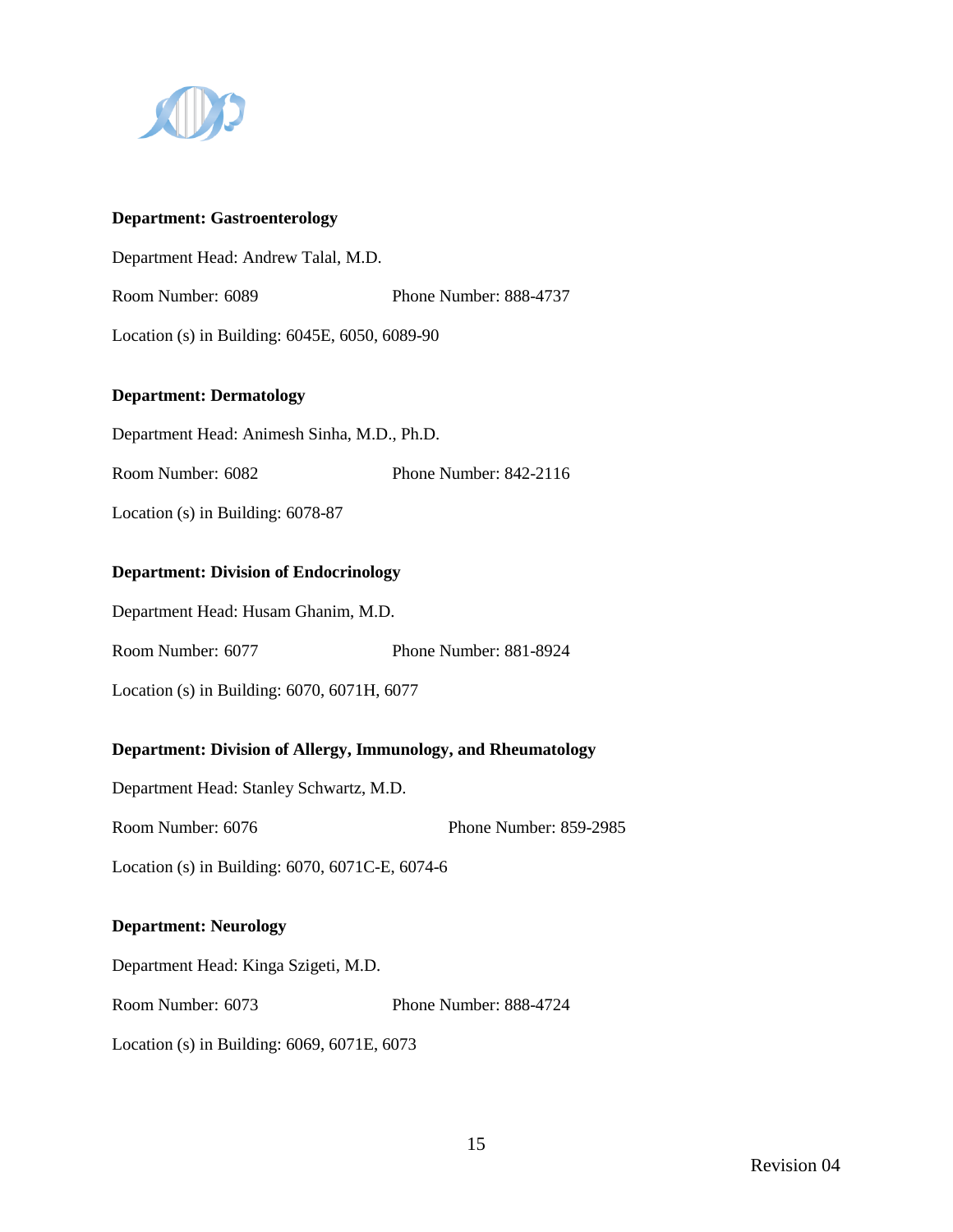**Department: Gastroenterology**

Department Head: Andrew Talal, M.D.

Room Number: 6089 Phone Number: 888-4737

Location (s) in Building: 6045E, 6050, 6089-90

**Department: Dermatology**

Department Head: Animesh Sinha, M.D., Ph.D.

Room Number: 6082 Phone Number: 842-2116

Location (s) in Building: 6078-87

**Department: Division of Endocrinology**

Department Head: Husam Ghanim, M.D.

Room Number: 6077 Phone Number: 881-8924

Location (s) in Building: 6070, 6071H, 6077

**Department: Division of Allergy, Immunology, and Rheumatology**

Department Head: Stanley Schwartz, M.D.

Room Number: 6076 Phone Number: 859-2985

Location (s) in Building: 6070, 6071C-E, 6074-6

**Department: Neurology**

Department Head: Kinga Szigeti, M.D.

Room Number: 6073 Phone Number: 888-4724

Location (s) in Building: 6069, 6071E, 6073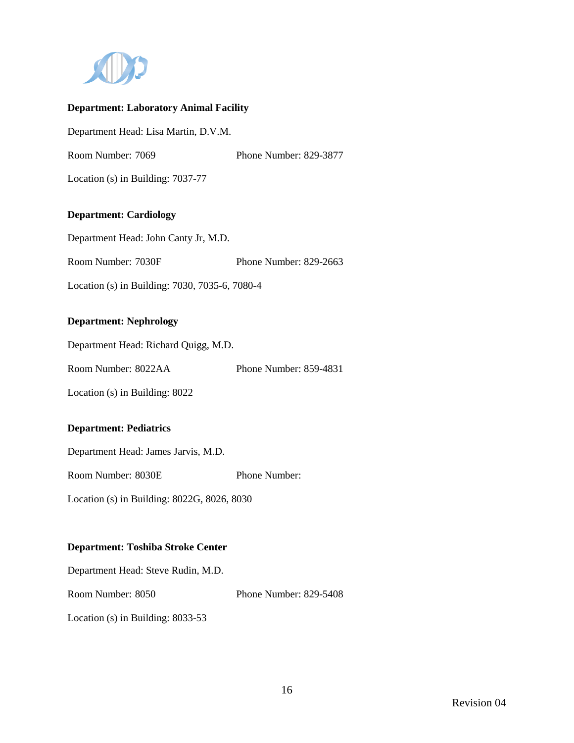**Department: Laboratory Animal Facility**

Department Head: Lisa Martin, D.V.M.

Room Number: 7069 Phone Number: 829-3877

Location (s) in Building: 7037-77

**Department: Cardiology**

Department Head: John Canty Jr, M.D.

Room Number: 7030F Phone Number: 829-2663

Location (s) in Building: 7030, 7035-6, 7080-4

**Department: Nephrology**

Department Head: Richard Quigg, M.D.

Room Number: 8022AA Phone Number: 859-4831

Location (s) in Building: 8022

**Department: Pediatrics**

Department Head: James Jarvis, M.D.

Room Number: 8030E Phone Number:

Location (s) in Building: 8022G, 8026, 8030

**Department: Toshiba Stroke Center**

Department Head: Steve Rudin, M.D.

Room Number: 8050 Phone Number: 829-5408

Location (s) in Building: 8033-53

Revision 04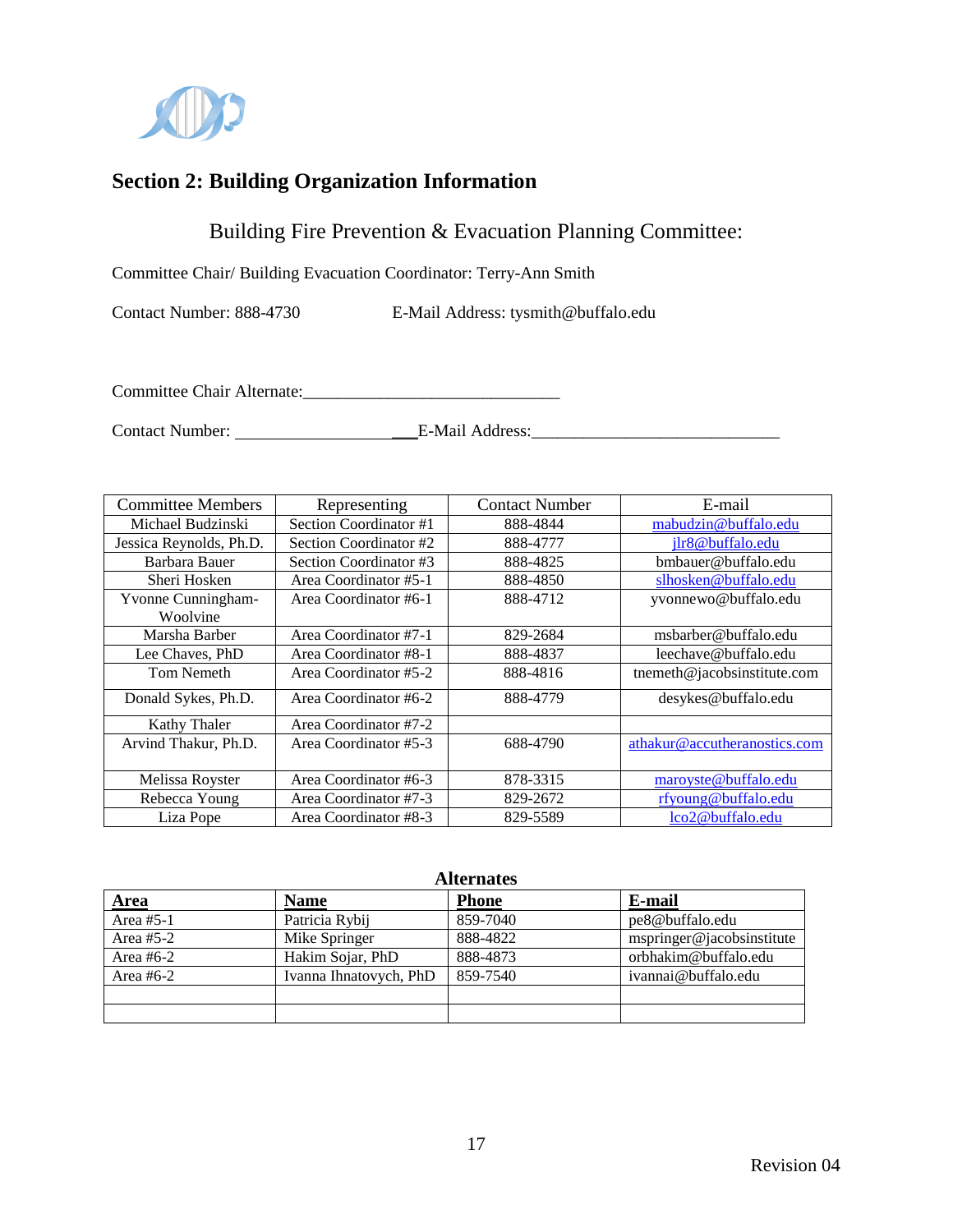## Section 2: Building Organization Information

### Building Fire Prevention & Evacuation Planning Committee:

Committee Chair/ Building Evacuation Coordinator: Terry-Ann Smith

Contact Number: 888-4730 E-Mail Address: tysmith@buffalo.edu

Committee Chair Alternate:______________________________

Contact Number: ___________________E-Mail Address:______________________________

| Committee Members | Representing | Contact Number | E-mail |
|---|---|---|---|
| Michael Budzinski | Section Coordinator #1 | 888-4844 | mabudzin@buffalo.edu |
| Jessica Reynolds, Ph.D. | Section Coordinator #2 | 888-4777 | jlr8@buffalo.edu |
| Barbara Bauer | Section Coordinator #3 | 888-4825 | bmbauer@buffalo.edu |
| Sheri Hosken | Area Coordinator #5-1 | 888-4850 | slhosken@buffalo.edu |
| Yvonne Cunningham-Woolvine | Area Coordinator #6-1 | 888-4712 | yvonnewo@buffalo.edu |
| Marsha Barber | Area Coordinator #7-1 | 829-2684 | msbarber@buffalo.edu |
| Lee Chaves, PhD | Area Coordinator #8-1 | 888-4837 | leechave@buffalo.edu |
| Tom Nemeth | Area Coordinator #5-2 | 888-4816 | tnemeth@jacobsinstitute.com |
| Donald Sykes, Ph.D. | Area Coordinator #6-2 | 888-4779 | desykes@buffalo.edu |
| Kathy Thaler | Area Coordinator #7-2 | | |
| Arvind Thakur, Ph.D. | Area Coordinator #5-3 | 688-4790 | athakur@accutheranostics.com |
| Melissa Royster | Area Coordinator #6-3 | 878-3315 | maroyste@buffalo.edu |
| Rebecca Young | Area Coordinator #7-3 | 829-2672 | rfyoung@buffalo.edu |
| Liza Pope | Area Coordinator #8-3 | 829-5589 | lco2@buffalo.edu |

**Alternates**

| Area | Name | Phone | E-mail |
|---|---|---|---|
| Area #5-1 | Patricia Rybij | 859-7040 | pe8@buffalo.edu |
| Area #5-2 | Mike Springer | 888-4822 | mspringer@jacobsinstitute |
| Area #6-2 | Hakim Sojar, PhD | 888-4873 | orbhakim@buffalo.edu |
| Area #6-2 | Ivanna Ihnatovych, PhD | 859-7540 | ivannai@buffalo.edu |
| | | | |
| | | | |

Revision 04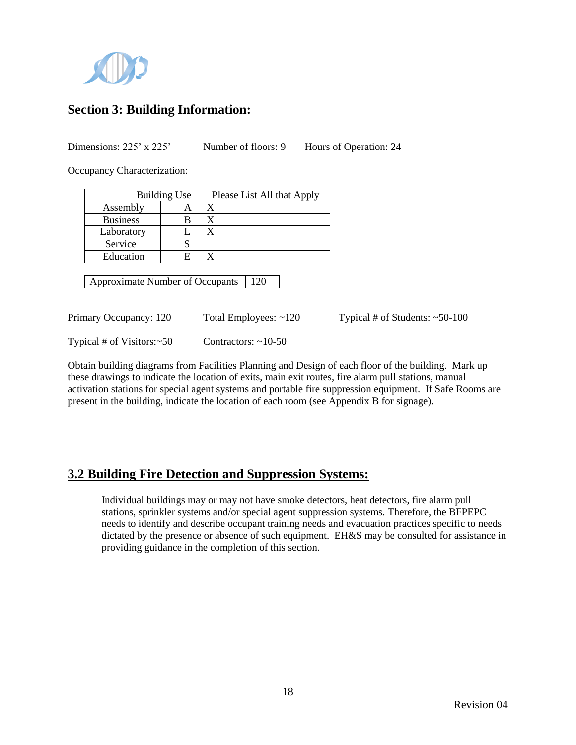## Section 3: Building Information:

Dimensions: 225' x 225'   Number of floors: 9   Hours of Operation: 24

Occupancy Characterization:

| Building Use | | Please List All that Apply |
|---|---|---|
| Assembly | A | X |
| Business | B | X |
| Laboratory | L | X |
| Service | S | |
| Education | E | X |

| Approximate Number of Occupants | 120 |
|---|---|

Primary Occupancy: 120   Total Employees: ~120   Typical # of Students: ~50-100

Typical # of Visitors:~50   Contractors: ~10-50

Obtain building diagrams from Facilities Planning and Design of each floor of the building. Mark up these drawings to indicate the location of exits, main exit routes, fire alarm pull stations, manual activation stations for special agent systems and portable fire suppression equipment. If Safe Rooms are present in the building, indicate the location of each room (see Appendix B for signage).

## 3.2 Building Fire Detection and Suppression Systems:

Individual buildings may or may not have smoke detectors, heat detectors, fire alarm pull stations, sprinkler systems and/or special agent suppression systems. Therefore, the BFPEPC needs to identify and describe occupant training needs and evacuation practices specific to needs dictated by the presence or absence of such equipment. EH&S may be consulted for assistance in providing guidance in the completion of this section.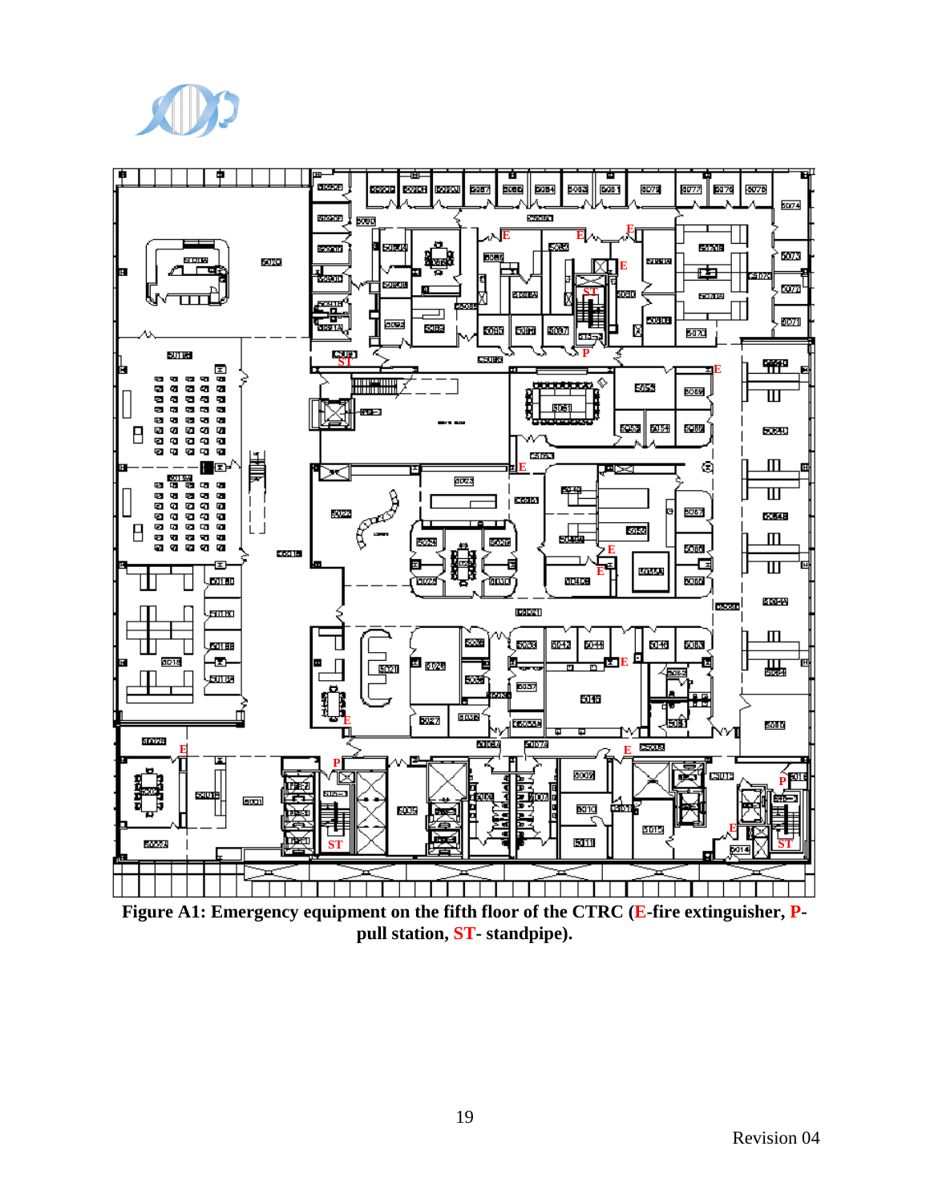**Figure A1: Emergency equipment on the fifth floor of the CTRC (E-fire extinguisher, P-pull station, ST- standpipe).**

Revision 04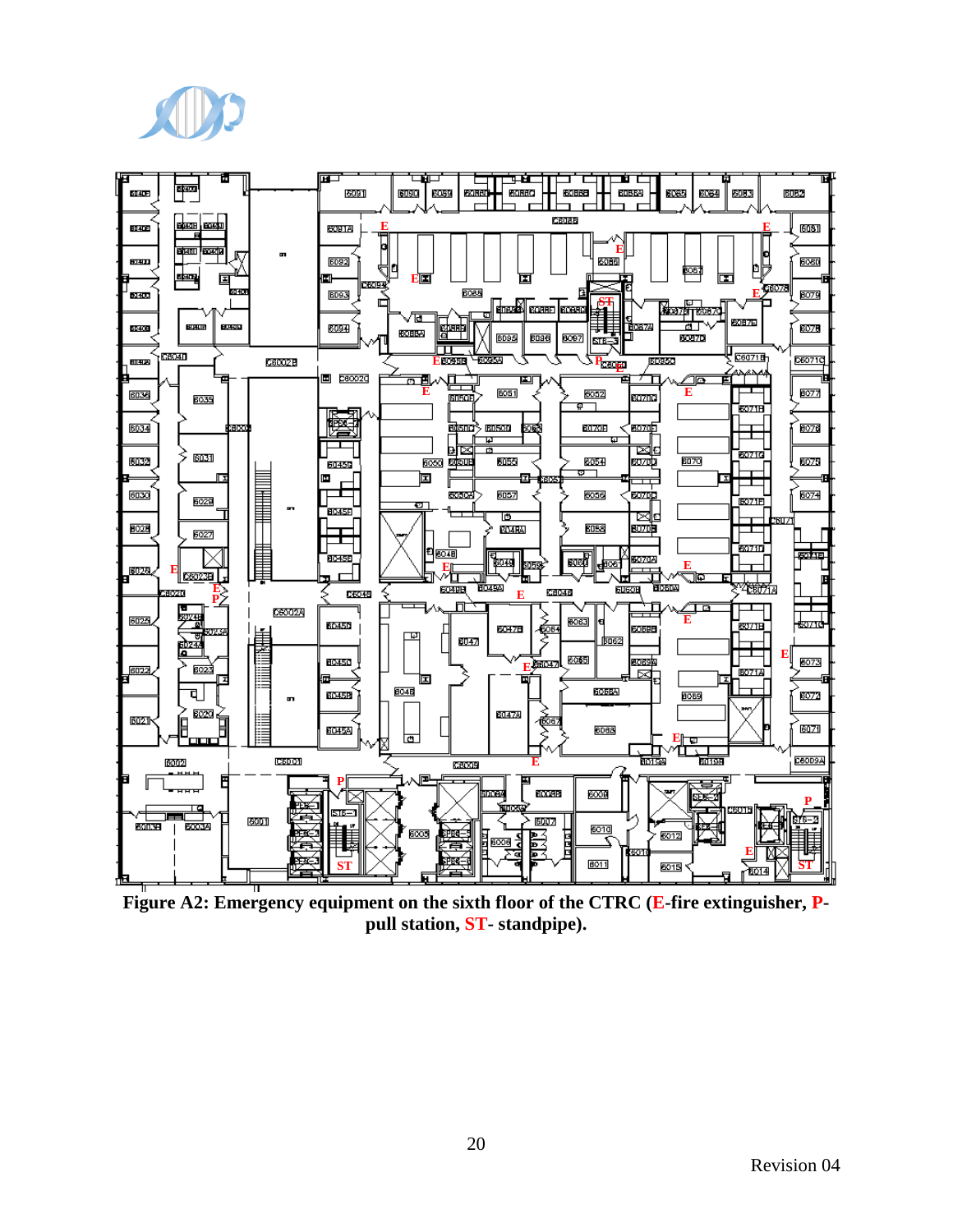**Figure A2: Emergency equipment on the sixth floor of the CTRC (E-fire extinguisher, P-pull station, ST- standpipe).**

Revision 04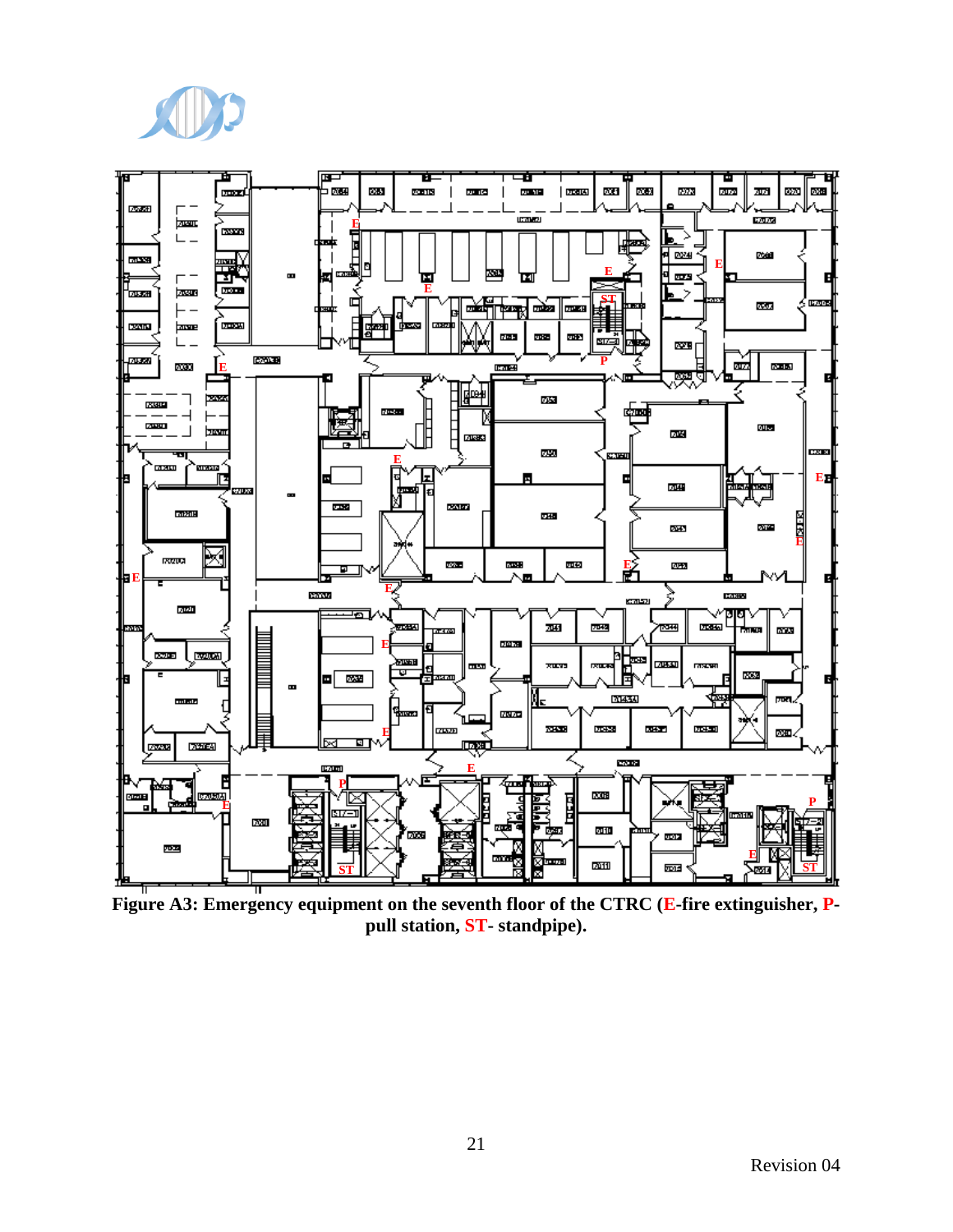**Figure A3: Emergency equipment on the seventh floor of the CTRC (E-fire extinguisher, P-pull station, ST- standpipe).**

Revision 04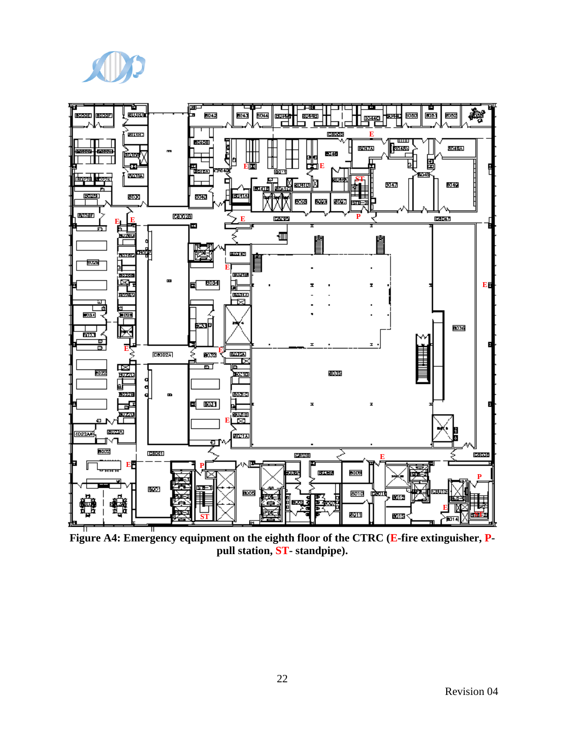**Figure A4: Emergency equipment on the eighth floor of the CTRC (E-fire extinguisher, P-pull station, ST- standpipe).**

Revision 04